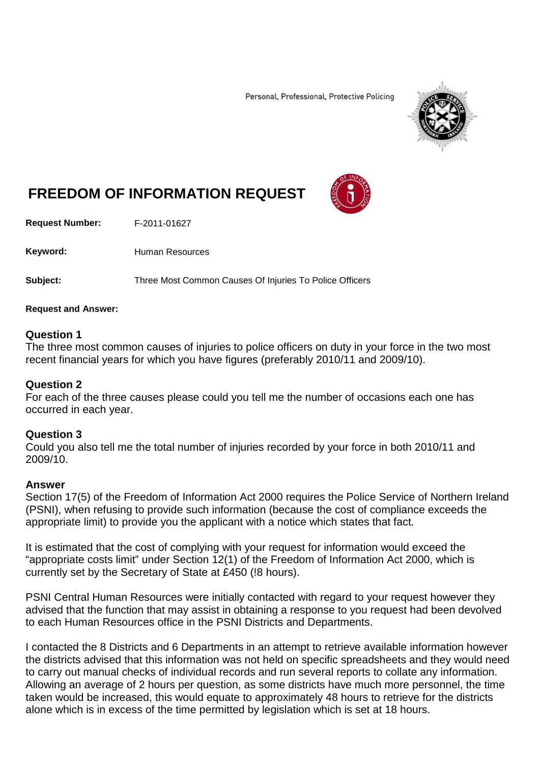Personal, Professional, Protective Policing

# FREEDOM OF INFORMATION REQUEST

**Request Number:** F-2011-01627

**Keyword:** Human Resources

**Subject:** Three Most Common Causes Of Injuries To Police Officers

**Request and Answer:**

### Question 1
The three most common causes of injuries to police officers on duty in your force in the two most recent financial years for which you have figures (preferably 2010/11 and 2009/10).

### Question 2
For each of the three causes please could you tell me the number of occasions each one has occurred in each year.

### Question 3
Could you also tell me the total number of injuries recorded by your force in both 2010/11 and 2009/10.

### Answer
Section 17(5) of the Freedom of Information Act 2000 requires the Police Service of Northern Ireland (PSNI), when refusing to provide such information (because the cost of compliance exceeds the appropriate limit) to provide you the applicant with a notice which states that fact.

It is estimated that the cost of complying with your request for information would exceed the "appropriate costs limit" under Section 12(1) of the Freedom of Information Act 2000, which is currently set by the Secretary of State at £450 (!8 hours).

PSNI Central Human Resources were initially contacted with regard to your request however they advised that the function that may assist in obtaining a response to you request had been devolved to each Human Resources office in the PSNI Districts and Departments.

I contacted the 8 Districts and 6 Departments in an attempt to retrieve available information however the districts advised that this information was not held on specific spreadsheets and they would need to carry out manual checks of individual records and run several reports to collate any information. Allowing an average of 2 hours per question, as some districts have much more personnel, the time taken would be increased, this would equate to approximately 48 hours to retrieve for the districts alone which is in excess of the time permitted by legislation which is set at 18 hours.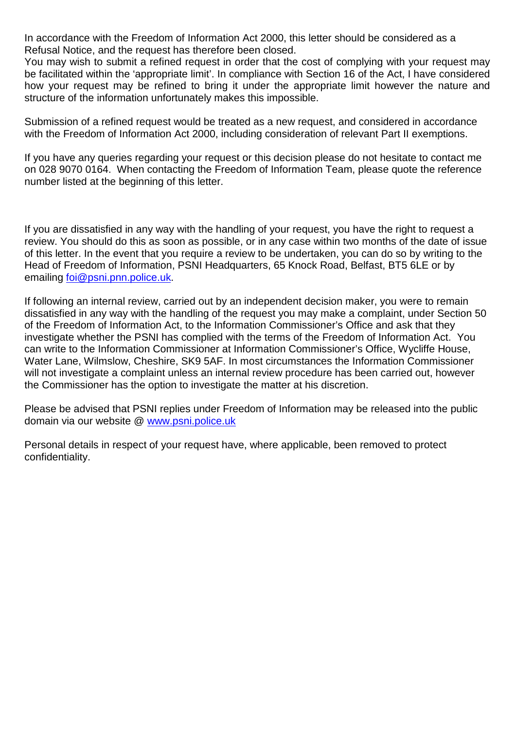In accordance with the Freedom of Information Act 2000, this letter should be considered as a Refusal Notice, and the request has therefore been closed.
You may wish to submit a refined request in order that the cost of complying with your request may be facilitated within the 'appropriate limit'. In compliance with Section 16 of the Act, I have considered how your request may be refined to bring it under the appropriate limit however the nature and structure of the information unfortunately makes this impossible.

Submission of a refined request would be treated as a new request, and considered in accordance with the Freedom of Information Act 2000, including consideration of relevant Part II exemptions.

If you have any queries regarding your request or this decision please do not hesitate to contact me on 028 9070 0164. When contacting the Freedom of Information Team, please quote the reference number listed at the beginning of this letter.

If you are dissatisfied in any way with the handling of your request, you have the right to request a review. You should do this as soon as possible, or in any case within two months of the date of issue of this letter. In the event that you require a review to be undertaken, you can do so by writing to the Head of Freedom of Information, PSNI Headquarters, 65 Knock Road, Belfast, BT5 6LE or by emailing foi@psni.pnn.police.uk.

If following an internal review, carried out by an independent decision maker, you were to remain dissatisfied in any way with the handling of the request you may make a complaint, under Section 50 of the Freedom of Information Act, to the Information Commissioner's Office and ask that they investigate whether the PSNI has complied with the terms of the Freedom of Information Act. You can write to the Information Commissioner at Information Commissioner's Office, Wycliffe House, Water Lane, Wilmslow, Cheshire, SK9 5AF. In most circumstances the Information Commissioner will not investigate a complaint unless an internal review procedure has been carried out, however the Commissioner has the option to investigate the matter at his discretion.

Please be advised that PSNI replies under Freedom of Information may be released into the public domain via our website @ www.psni.police.uk

Personal details in respect of your request have, where applicable, been removed to protect confidentiality.